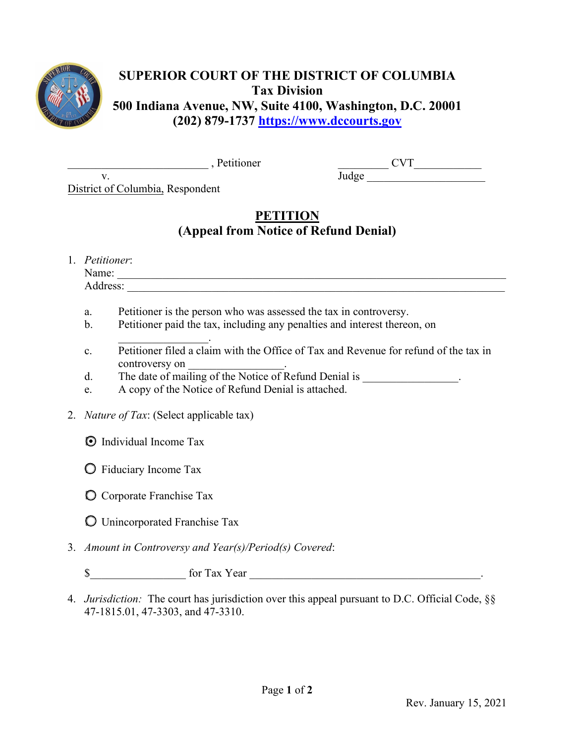# SUPERIOR COURT OF THE DISTRICT OF COLUMBIA
**Tax Division**
**500 Indiana Avenue, NW, Suite 4100, Washington, D.C. 20001**
**(202) 879-1737 [https://www.dccourts.gov](https://www.dccourts.gov)**

_________________________ , Petitioner          _________ CVT____________

v.          Judge _____________________

District of Columbia, Respondent

## PETITION
## (Appeal from Notice of Refund Denial)

1. *Petitioner*:
   Name: _________________________________________________________________
   Address: _______________________________________________________________

   a. Petitioner is the person who was assessed the tax in controversy.
   b. Petitioner paid the tax, including any penalties and interest thereon, on ________________.
   c. Petitioner filed a claim with the Office of Tax and Revenue for refund of the tax in controversy on ________________.
   d. The date of mailing of the Notice of Refund Denial is ________________.
   e. A copy of the Notice of Refund Denial is attached.

2. *Nature of Tax*: (Select applicable tax)

   - [x] Individual Income Tax
   - [ ] Fiduciary Income Tax
   - [ ] Corporate Franchise Tax
   - [ ] Unincorporated Franchise Tax

3. *Amount in Controversy and Year(s)/Period(s) Covered*:

   $________________ for Tax Year __________________________________________.

4. *Jurisdiction:* The court has jurisdiction over this appeal pursuant to D.C. Official Code, §§ 47-1815.01, 47-3303, and 47-3310.

Rev. January 15, 2021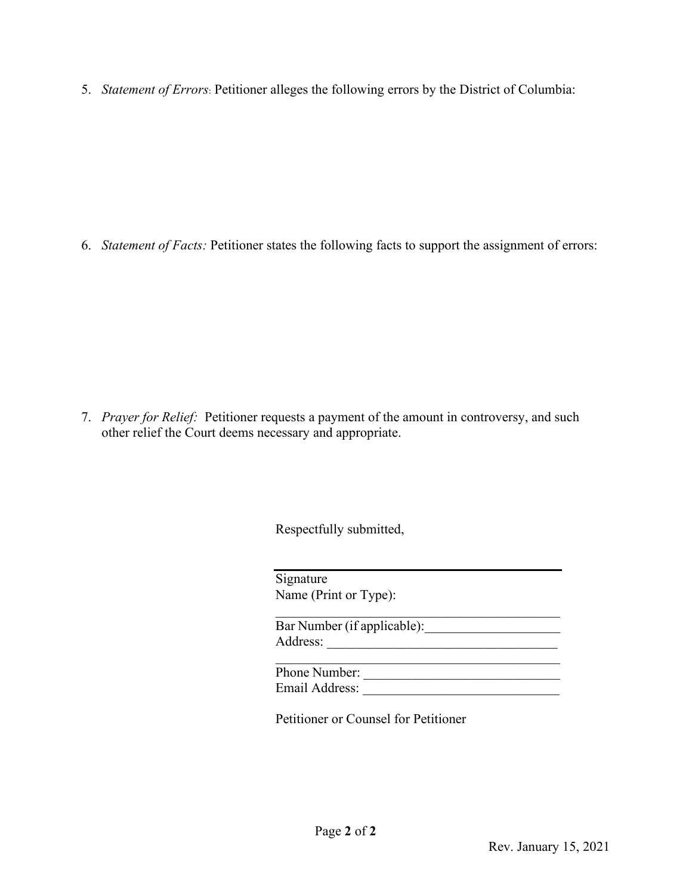5. *Statement of Errors*: Petitioner alleges the following errors by the District of Columbia:

6. *Statement of Facts:* Petitioner states the following facts to support the assignment of errors:

7. *Prayer for Relief:* Petitioner requests a payment of the amount in controversy, and such other relief the Court deems necessary and appropriate.

Respectfully submitted,

\_\_\_\_\_\_\_\_\_\_\_\_\_\_\_\_\_\_\_\_\_\_\_\_\_\_\_\_\_\_\_\_\_\_\_\_\_\_\_\_\_\_\_

Signature

Name (Print or Type):

\_\_\_\_\_\_\_\_\_\_\_\_\_\_\_\_\_\_\_\_\_\_\_\_\_\_\_\_\_\_\_\_\_\_\_\_\_\_\_\_\_\_\_

Bar Number (if applicable):\_\_\_\_\_\_\_\_\_\_\_\_\_\_\_\_\_\_\_\_

Address: \_\_\_\_\_\_\_\_\_\_\_\_\_\_\_\_\_\_\_\_\_\_\_\_\_\_\_\_\_\_\_\_\_\_\_

\_\_\_\_\_\_\_\_\_\_\_\_\_\_\_\_\_\_\_\_\_\_\_\_\_\_\_\_\_\_\_\_\_\_\_\_\_\_\_\_\_\_\_

Phone Number: \_\_\_\_\_\_\_\_\_\_\_\_\_\_\_\_\_\_\_\_\_\_\_\_\_\_\_\_\_

Email Address: \_\_\_\_\_\_\_\_\_\_\_\_\_\_\_\_\_\_\_\_\_\_\_\_\_\_\_\_\_

Petitioner or Counsel for Petitioner

Rev. January 15, 2021